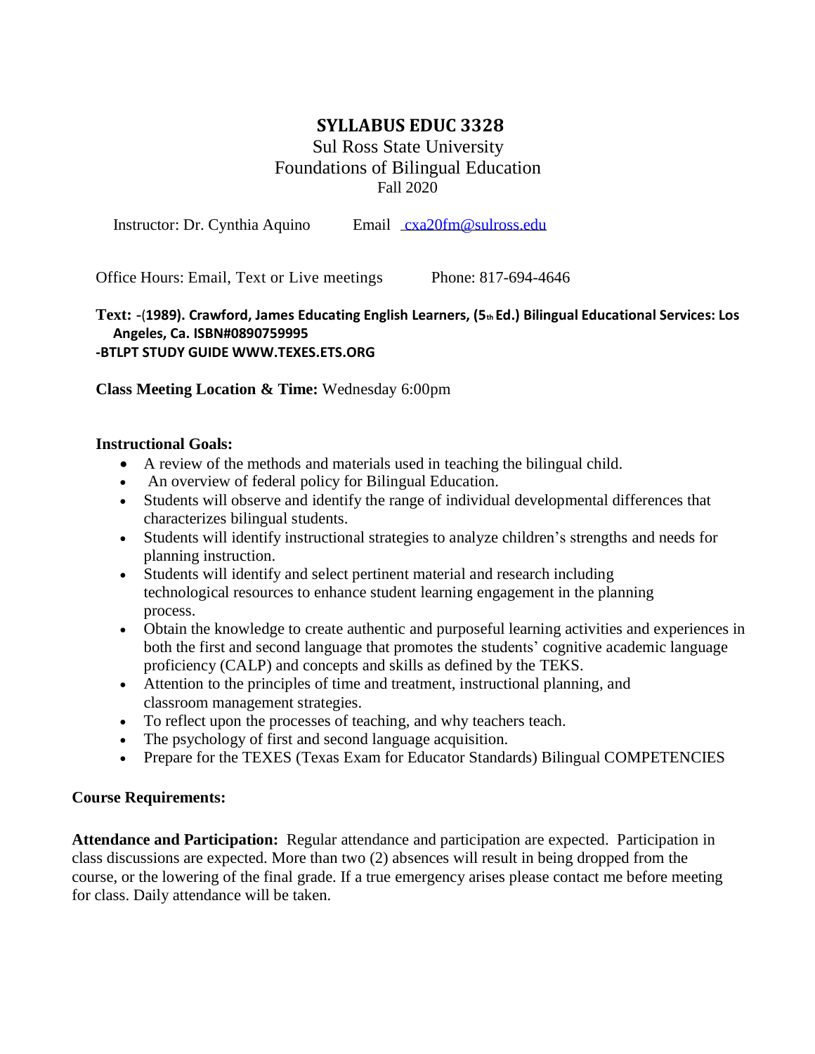# SYLLABUS EDUC 3328

Sul Ross State University
Foundations of Bilingual Education
Fall 2020

Instructor: Dr. Cynthia Aquino Email cxa20fm@sulross.edu

Office Hours: Email, Text or Live meetings Phone: 817-694-4646

**Text:** -(**1989). Crawford, James Educating English Learners, (5th Ed.) Bilingual Educational Services: Los Angeles, Ca. ISBN#0890759995**
**-BTLPT STUDY GUIDE WWW.TEXES.ETS.ORG**

**Class Meeting Location & Time:** Wednesday 6:00pm

**Instructional Goals:**

- A review of the methods and materials used in teaching the bilingual child.
- An overview of federal policy for Bilingual Education.
- Students will observe and identify the range of individual developmental differences that characterizes bilingual students.
- Students will identify instructional strategies to analyze children's strengths and needs for planning instruction.
- Students will identify and select pertinent material and research including technological resources to enhance student learning engagement in the planning process.
- Obtain the knowledge to create authentic and purposeful learning activities and experiences in both the first and second language that promotes the students' cognitive academic language proficiency (CALP) and concepts and skills as defined by the TEKS.
- Attention to the principles of time and treatment, instructional planning, and classroom management strategies.
- To reflect upon the processes of teaching, and why teachers teach.
- The psychology of first and second language acquisition.
- Prepare for the TEXES (Texas Exam for Educator Standards) Bilingual COMPETENCIES

**Course Requirements:**

**Attendance and Participation:** Regular attendance and participation are expected. Participation in class discussions are expected. More than two (2) absences will result in being dropped from the course, or the lowering of the final grade. If a true emergency arises please contact me before meeting for class. Daily attendance will be taken.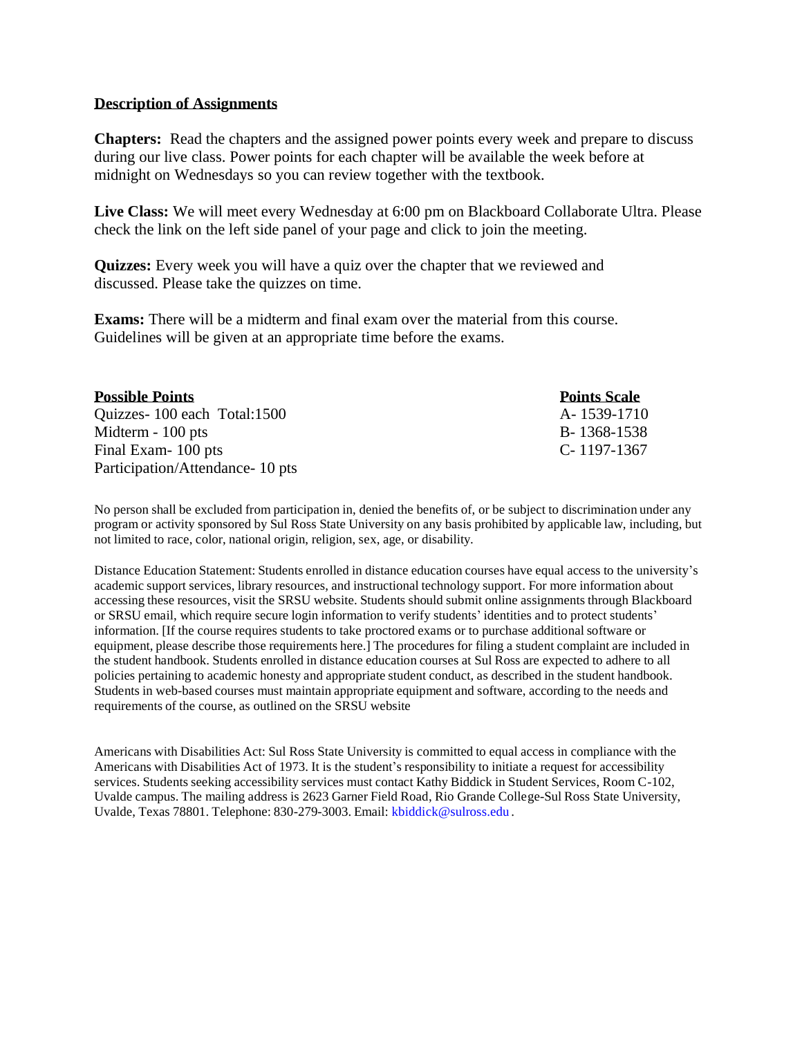## Description of Assignments

**Chapters:** Read the chapters and the assigned power points every week and prepare to discuss during our live class. Power points for each chapter will be available the week before at midnight on Wednesdays so you can review together with the textbook.

**Live Class:** We will meet every Wednesday at 6:00 pm on Blackboard Collaborate Ultra. Please check the link on the left side panel of your page and click to join the meeting.

**Quizzes:** Every week you will have a quiz over the chapter that we reviewed and discussed. Please take the quizzes on time.

**Exams:** There will be a midterm and final exam over the material from this course. Guidelines will be given at an appropriate time before the exams.

| Possible Points | Points Scale |
| --- | --- |
| Quizzes- 100 each Total:1500 | A- 1539-1710 |
| Midterm - 100 pts | B- 1368-1538 |
| Final Exam- 100 pts | C- 1197-1367 |
| Participation/Attendance- 10 pts | |

No person shall be excluded from participation in, denied the benefits of, or be subject to discrimination under any program or activity sponsored by Sul Ross State University on any basis prohibited by applicable law, including, but not limited to race, color, national origin, religion, sex, age, or disability.

Distance Education Statement: Students enrolled in distance education courses have equal access to the university's academic support services, library resources, and instructional technology support. For more information about accessing these resources, visit the SRSU website. Students should submit online assignments through Blackboard or SRSU email, which require secure login information to verify students' identities and to protect students' information. [If the course requires students to take proctored exams or to purchase additional software or equipment, please describe those requirements here.] The procedures for filing a student complaint are included in the student handbook. Students enrolled in distance education courses at Sul Ross are expected to adhere to all policies pertaining to academic honesty and appropriate student conduct, as described in the student handbook. Students in web-based courses must maintain appropriate equipment and software, according to the needs and requirements of the course, as outlined on the SRSU website

Americans with Disabilities Act: Sul Ross State University is committed to equal access in compliance with the Americans with Disabilities Act of 1973. It is the student's responsibility to initiate a request for accessibility services. Students seeking accessibility services must contact Kathy Biddick in Student Services, Room C-102, Uvalde campus. The mailing address is 2623 Garner Field Road, Rio Grande College-Sul Ross State University, Uvalde, Texas 78801. Telephone: 830-279-3003. Email: kbiddick@sulross.edu .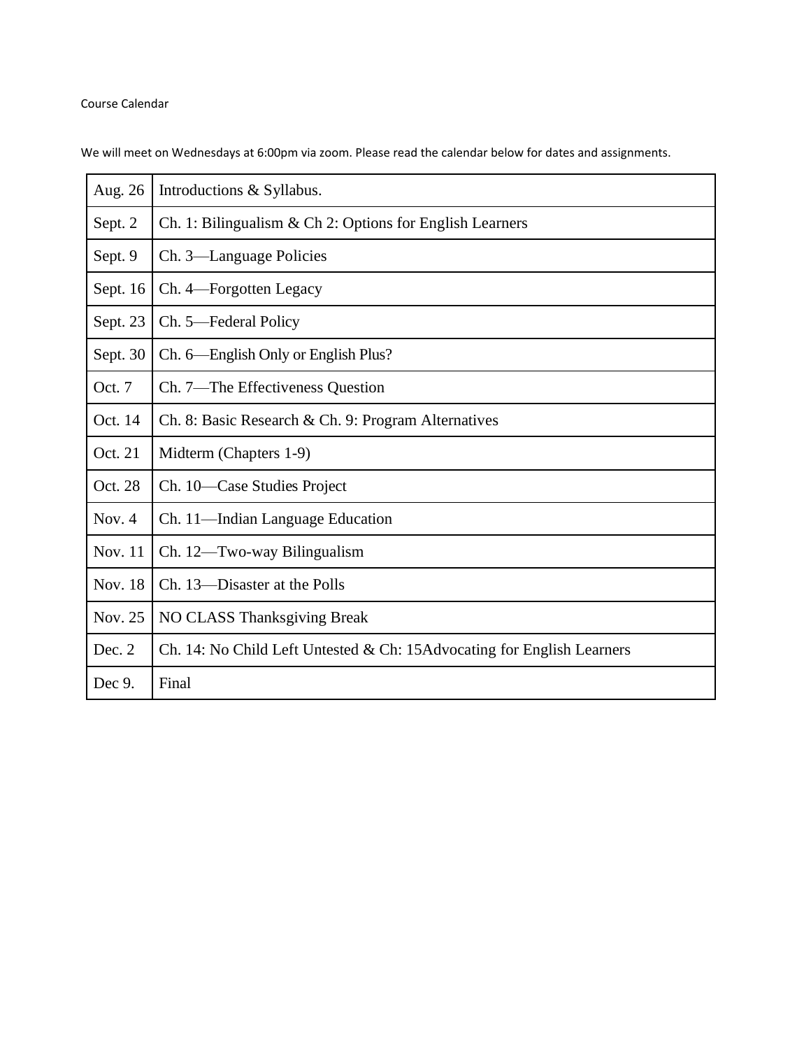Course Calendar

We will meet on Wednesdays at 6:00pm via zoom. Please read the calendar below for dates and assignments.

| | |
|---|---|
| Aug. 26 | Introductions & Syllabus. |
| Sept. 2 | Ch. 1: Bilingualism & Ch 2: Options for English Learners |
| Sept. 9 | Ch. 3—Language Policies |
| Sept. 16 | Ch. 4—Forgotten Legacy |
| Sept. 23 | Ch. 5—Federal Policy |
| Sept. 30 | Ch. 6—English Only or English Plus? |
| Oct. 7 | Ch. 7—The Effectiveness Question |
| Oct. 14 | Ch. 8: Basic Research & Ch. 9: Program Alternatives |
| Oct. 21 | Midterm (Chapters 1-9) |
| Oct. 28 | Ch. 10—Case Studies Project |
| Nov. 4 | Ch. 11—Indian Language Education |
| Nov. 11 | Ch. 12—Two-way Bilingualism |
| Nov. 18 | Ch. 13—Disaster at the Polls |
| Nov. 25 | NO CLASS Thanksgiving Break |
| Dec. 2 | Ch. 14: No Child Left Untested & Ch: 15Advocating for English Learners |
| Dec 9. | Final |